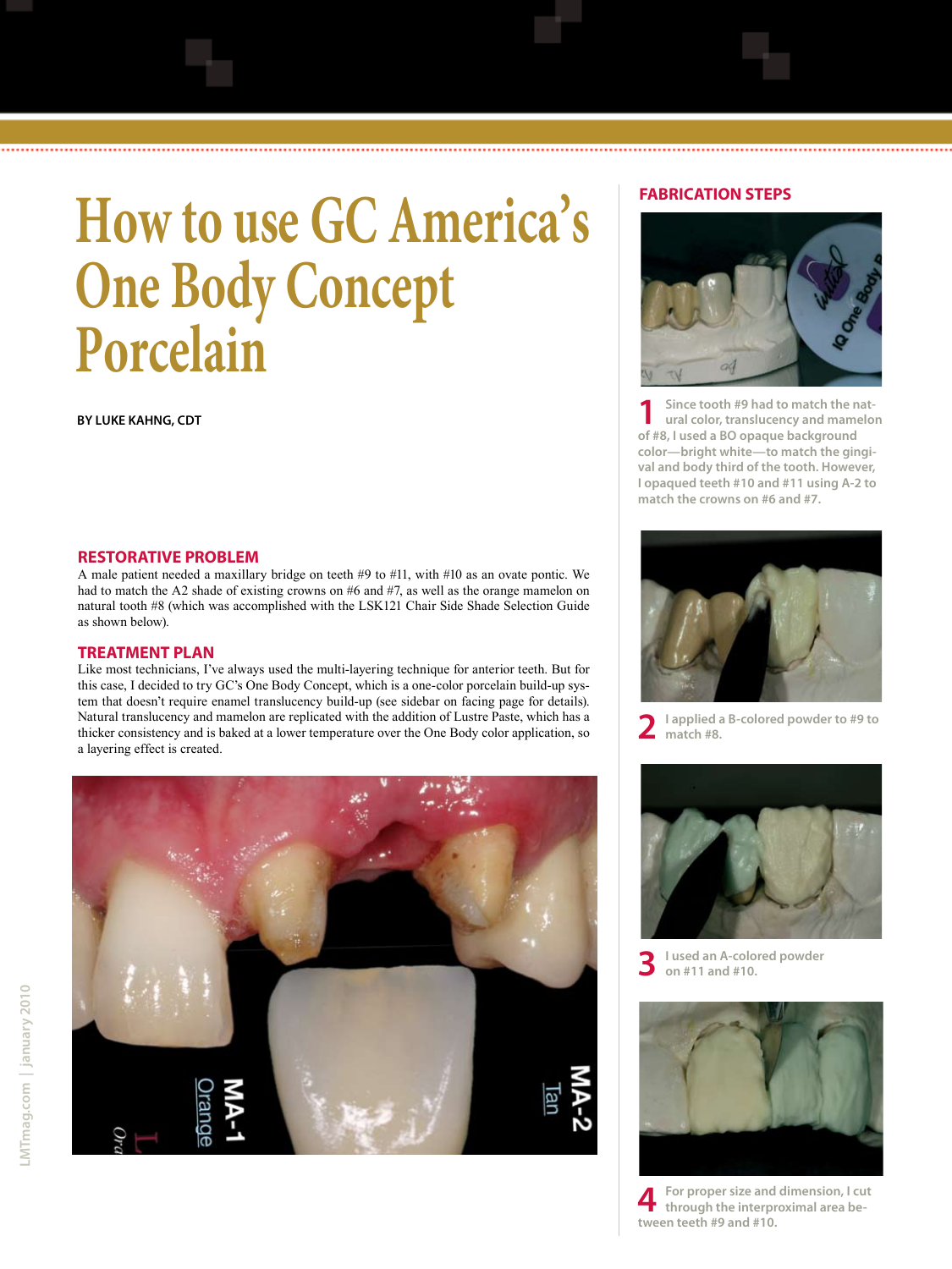# How to use GC America's One Body Concept Porcelain

**BY LUKE KAHNG, CDT**

## RESTORATIVE PROBLEM

A male patient needed a maxillary bridge on teeth #9 to #11, with #10 as an ovate pontic. We had to match the A2 shade of existing crowns on #6 and #7, as well as the orange mamelon on natural tooth #8 (which was accomplished with the LSK121 Chair Side Shade Selection Guide as shown below).

## TREATMENT PLAN

Like most technicians, I've always used the multi-layering technique for anterior teeth. But for this case, I decided to try GC's One Body Concept, which is a one-color porcelain build-up system that doesn't require enamel translucency build-up (see sidebar on facing page for details). Natural translucency and mamelon are replicated with the addition of Lustre Paste, which has a thicker consistency and is baked at a lower temperature over the One Body color application, so a layering effect is created.

MA-1 Orange

MA-2 Tan

## FABRICATION STEPS

**1** Since tooth #9 had to match the natural color, translucency and mamelon of #8, I used a BO opaque background color—bright white—to match the gingival and body third of the tooth. However, I opaqued teeth #10 and #11 using A-2 to match the crowns on #6 and #7.

**2** I applied a B-colored powder to #9 to match #8.

**3** I used an A-colored powder on #11 and #10.

**4** For proper size and dimension, I cut through the interproximal area between teeth #9 and #10.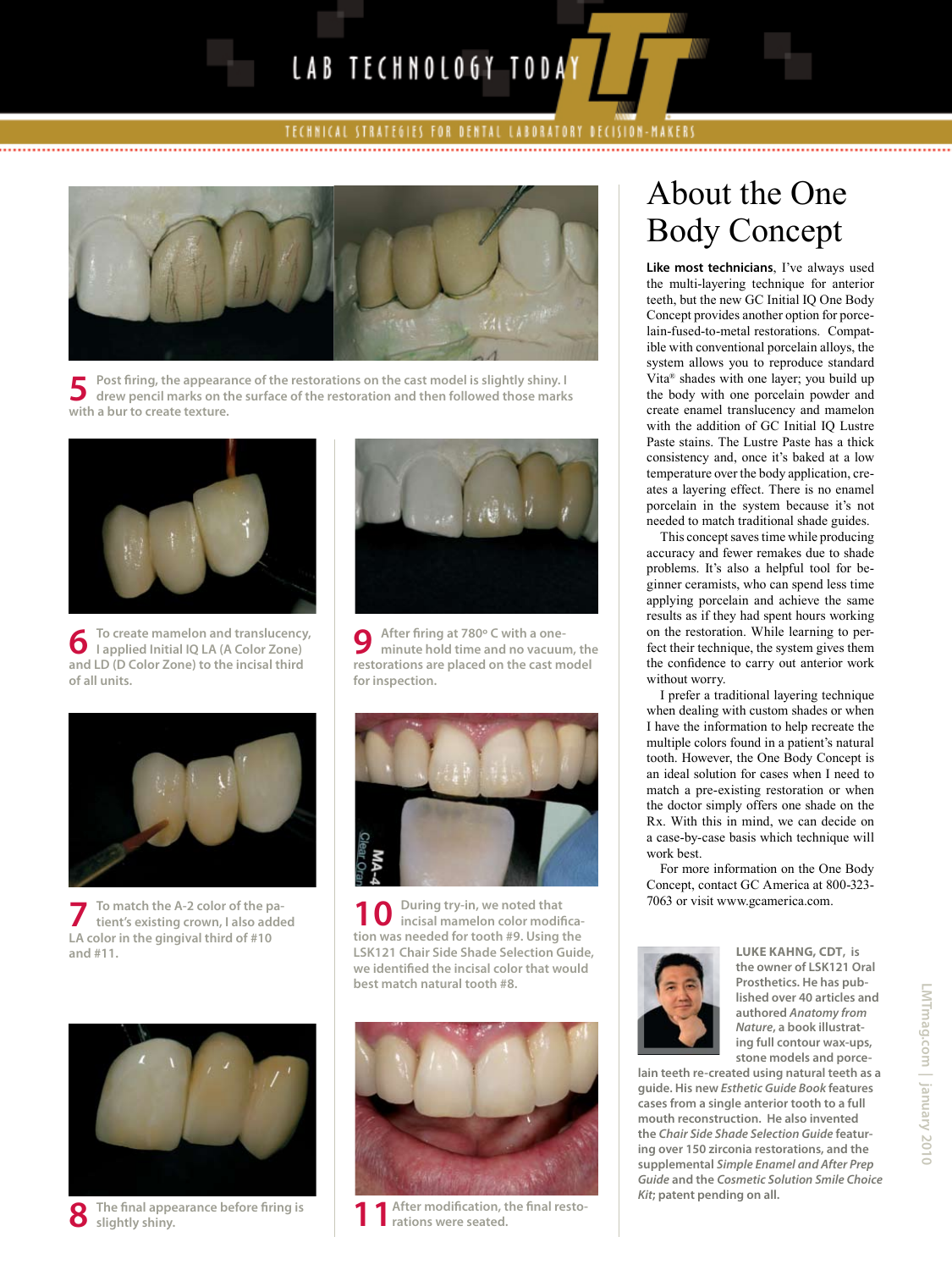5 Post firing, the appearance of the restorations on the cast model is slightly shiny. I drew pencil marks on the surface of the restoration and then followed those marks with a bur to create texture.

6 To create mamelon and translucency, I applied Initial IQ LA (A Color Zone) and LD (D Color Zone) to the incisal third of all units.

7 To match the A-2 color of the patient's existing crown, I also added LA color in the gingival third of #10 and #11.

8 The final appearance before firing is slightly shiny.

9 After firing at 780° C with a one-minute hold time and no vacuum, the restorations are placed on the cast model for inspection.

10 During try-in, we noted that incisal mamelon color modification was needed for tooth #9. Using the LSK121 Chair Side Shade Selection Guide, we identified the incisal color that would best match natural tooth #8.

11 After modification, the final restorations were seated.

# About the One Body Concept

**Like most technicians**, I've always used the multi-layering technique for anterior teeth, but the new GC Initial IQ One Body Concept provides another option for porcelain-fused-to-metal restorations. Compatible with conventional porcelain alloys, the system allows you to reproduce standard Vita® shades with one layer; you build up the body with one porcelain powder and create enamel translucency and mamelon with the addition of GC Initial IQ Lustre Paste stains. The Lustre Paste has a thick consistency and, once it's baked at a low temperature over the body application, creates a layering effect. There is no enamel porcelain in the system because it's not needed to match traditional shade guides.

This concept saves time while producing accuracy and fewer remakes due to shade problems. It's also a helpful tool for beginner ceramists, who can spend less time applying porcelain and achieve the same results as if they had spent hours working on the restoration. While learning to perfect their technique, the system gives them the confidence to carry out anterior work without worry.

I prefer a traditional layering technique when dealing with custom shades or when I have the information to help recreate the multiple colors found in a patient's natural tooth. However, the One Body Concept is an ideal solution for cases when I need to match a pre-existing restoration or when the doctor simply offers one shade on the Rx. With this in mind, we can decide on a case-by-case basis which technique will work best.

For more information on the One Body Concept, contact GC America at 800-323-7063 or visit www.gcamerica.com.

**LUKE KAHNG, CDT, is the owner of LSK121 Oral Prosthetics. He has published over 40 articles and authored *Anatomy from Nature*, a book illustrating full contour wax-ups, stone models and porcelain teeth re-created using natural teeth as a guide. His new *Esthetic Guide Book* features cases from a single anterior tooth to a full mouth reconstruction. He also invented the *Chair Side Shade Selection Guide* featuring over 150 zirconia restorations, and the supplemental *Simple Enamel and After Prep Guide* and the *Cosmetic Solution Smile Choice Kit*; patent pending on all.**